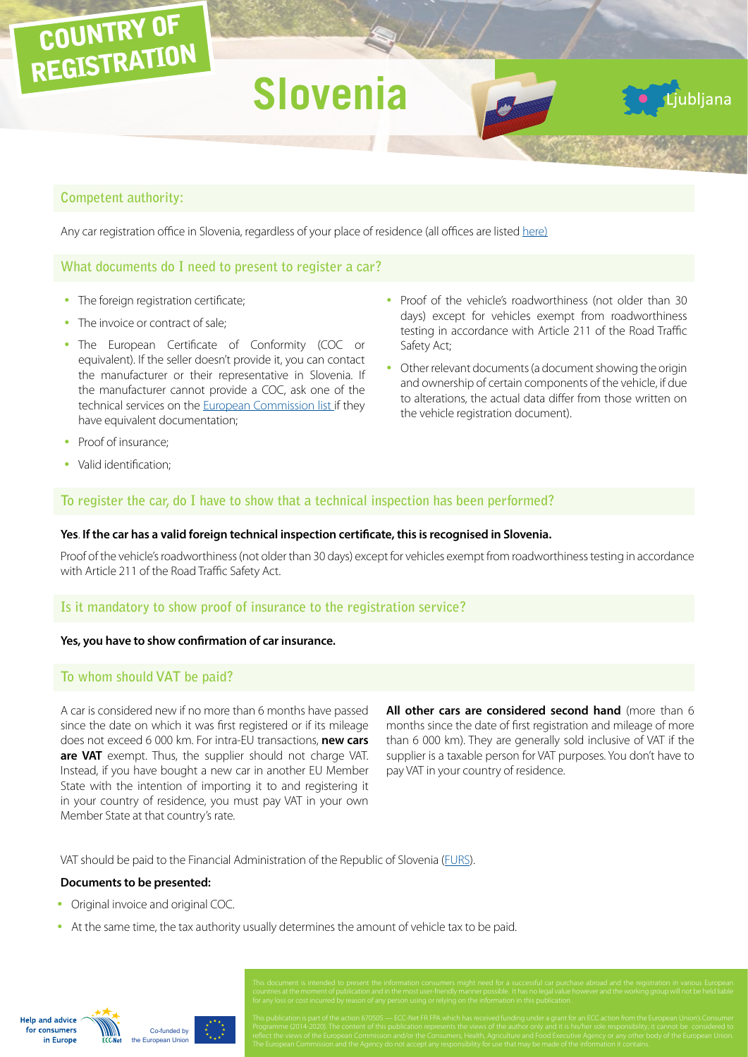COUNTRY OF REGISTRATION

# Slovenia

Ljubljana

## Competent authority:

Any car registration office in Slovenia, regardless of your place of residence (all offices are listed here)

## What documents do I need to present to register a car?

- The foreign registration certificate;
- The invoice or contract of sale;
- The European Certificate of Conformity (COC or equivalent). If the seller doesn't provide it, you can contact the manufacturer or their representative in Slovenia. If the manufacturer cannot provide a COC, ask one of the technical services on the European Commission list if they have equivalent documentation;
- Proof of insurance;
- Valid identification;
- Proof of the vehicle's roadworthiness (not older than 30 days) except for vehicles exempt from roadworthiness testing in accordance with Article 211 of the Road Traffic Safety Act;
- Other relevant documents (a document showing the origin and ownership of certain components of the vehicle, if due to alterations, the actual data differ from those written on the vehicle registration document).

## To register the car, do I have to show that a technical inspection has been performed?

**Yes. If the car has a valid foreign technical inspection certificate, this is recognised in Slovenia.**

Proof of the vehicle's roadworthiness (not older than 30 days) except for vehicles exempt from roadworthiness testing in accordance with Article 211 of the Road Traffic Safety Act.

## Is it mandatory to show proof of insurance to the registration service?

**Yes, you have to show confirmation of car insurance.**

## To whom should VAT be paid?

A car is considered new if no more than 6 months have passed since the date on which it was first registered or if its mileage does not exceed 6 000 km. For intra-EU transactions, **new cars are VAT** exempt. Thus, the supplier should not charge VAT. Instead, if you have bought a new car in another EU Member State with the intention of importing it to and registering it in your country of residence, you must pay VAT in your own Member State at that country's rate.

**All other cars are considered second hand** (more than 6 months since the date of first registration and mileage of more than 6 000 km). They are generally sold inclusive of VAT if the supplier is a taxable person for VAT purposes. You don't have to pay VAT in your country of residence.

VAT should be paid to the Financial Administration of the Republic of Slovenia (FURS).

**Documents to be presented:**

- Original invoice and original COC.
- At the same time, the tax authority usually determines the amount of vehicle tax to be paid.

This document is intended to present the information consumers might need for a successful car purchase abroad and the registration in various European countries at the moment of publication and in the most user-friendly manner possible. It has no legal value however and the working group will not be held liable for any loss or cost incurred by reason of any person using or relying on the information in this publication.

This publication is part of the action 670505 — ECC-Net FR FPA which has received funding under a grant for an ECC action from the European Union's Consumer Programme (2014-2020). The content of this publication represents the views of the author only and it is his/her sole responsibility; it cannot be considered to reflect the views of the European Commission and/or the Consumers, Health, Agriculture and Food Executive Agency or any other body of the European Union. The European Commission and the Agency do not accept any responsibility for use that may be made of the information it contains.

Help and advice for consumers in Europe — ECC-Net — Co-funded by the European Union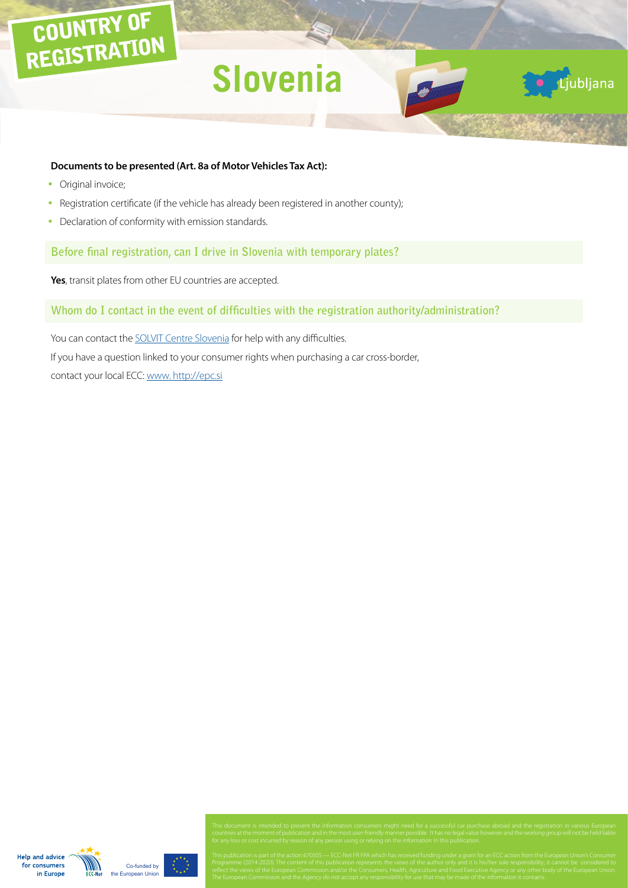COUNTRY OF REGISTRATION

# Slovenia

Ljubljana

**Documents to be presented (Art. 8a of Motor Vehicles Tax Act):**

- Original invoice;
- Registration certificate (if the vehicle has already been registered in another county);
- Declaration of conformity with emission standards.

## Before final registration, can I drive in Slovenia with temporary plates?

**Yes**, transit plates from other EU countries are accepted.

## Whom do I contact in the event of difficulties with the registration authority/administration?

You can contact the SOLVIT Centre Slovenia for help with any difficulties.

If you have a question linked to your consumer rights when purchasing a car cross-border, contact your local ECC: www. http://epc.si

Help and advice for consumers in Europe

ECC-Net

Co-funded by the European Union

This document is intended to present the information consumers might need for a successful car purchase abroad and the registration in various European countries at the moment of publication and in the most user-friendly manner possible. It has no legal value however and the working group will not be held liable for any loss or cost incurred by reason of any person using or relying on the information in this publication.

This publication is part of the action 670505 — ECC-Net FR FPA which has received funding under a grant for an ECC action from the European Union's Consumer Programme (2014-2020). The content of this publication represents the views of the author only and it is his/her sole responsibility; it cannot be considered to reflect the views of the European Commission and/or the Consumers, Health, Agriculture and Food Executive Agency or any other body of the European Union. The European Commission and the Agency do not accept any responsibility for use that may be made of the information it contains.